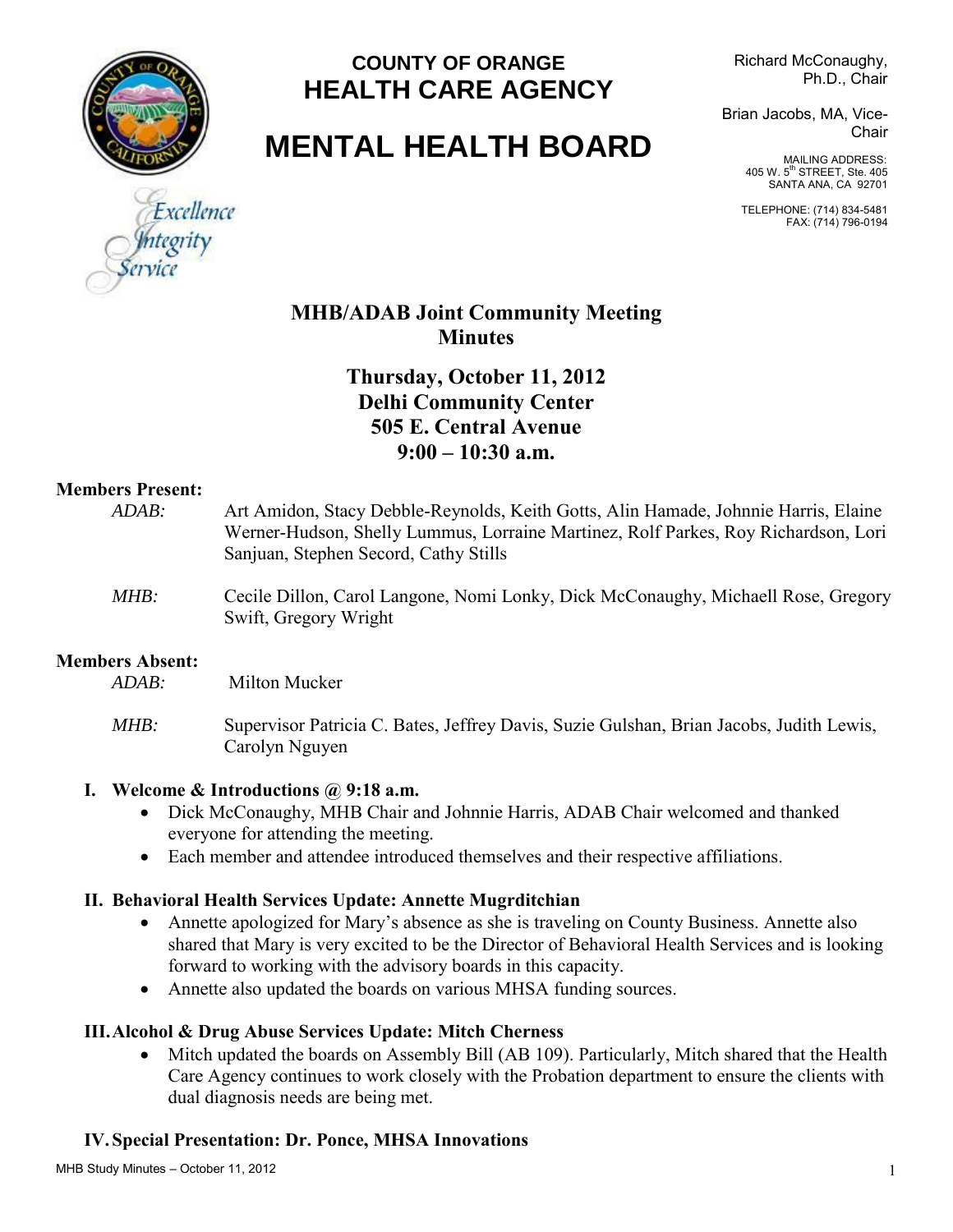# COUNTY OF ORANGE
# HEALTH CARE AGENCY

# MENTAL HEALTH BOARD

Excellence
Integrity
Service

Richard McConaughy, Ph.D., Chair

Brian Jacobs, MA, Vice-Chair

MAILING ADDRESS:
405 W. 5th STREET, Ste. 405
SANTA ANA, CA 92701

TELEPHONE: (714) 834-5481
FAX: (714) 796-0194

## MHB/ADAB Joint Community Meeting Minutes

**Thursday, October 11, 2012**
**Delhi Community Center**
**505 E. Central Avenue**
**9:00 – 10:30 a.m.**

**Members Present:**

*ADAB:* Art Amidon, Stacy Debble-Reynolds, Keith Gotts, Alin Hamade, Johnnie Harris, Elaine Werner-Hudson, Shelly Lummus, Lorraine Martinez, Rolf Parkes, Roy Richardson, Lori Sanjuan, Stephen Secord, Cathy Stills

*MHB:* Cecile Dillon, Carol Langone, Nomi Lonky, Dick McConaughy, Michaell Rose, Gregory Swift, Gregory Wright

**Members Absent:**

*ADAB:* Milton Mucker

*MHB:* Supervisor Patricia C. Bates, Jeffrey Davis, Suzie Gulshan, Brian Jacobs, Judith Lewis, Carolyn Nguyen

### I. Welcome & Introductions @ 9:18 a.m.

- Dick McConaughy, MHB Chair and Johnnie Harris, ADAB Chair welcomed and thanked everyone for attending the meeting.
- Each member and attendee introduced themselves and their respective affiliations.

### II. Behavioral Health Services Update: Annette Mugrditchian

- Annette apologized for Mary's absence as she is traveling on County Business. Annette also shared that Mary is very excited to be the Director of Behavioral Health Services and is looking forward to working with the advisory boards in this capacity.
- Annette also updated the boards on various MHSA funding sources.

### III. Alcohol & Drug Abuse Services Update: Mitch Cherness

- Mitch updated the boards on Assembly Bill (AB 109). Particularly, Mitch shared that the Health Care Agency continues to work closely with the Probation department to ensure the clients with dual diagnosis needs are being met.

### IV. Special Presentation: Dr. Ponce, MHSA Innovations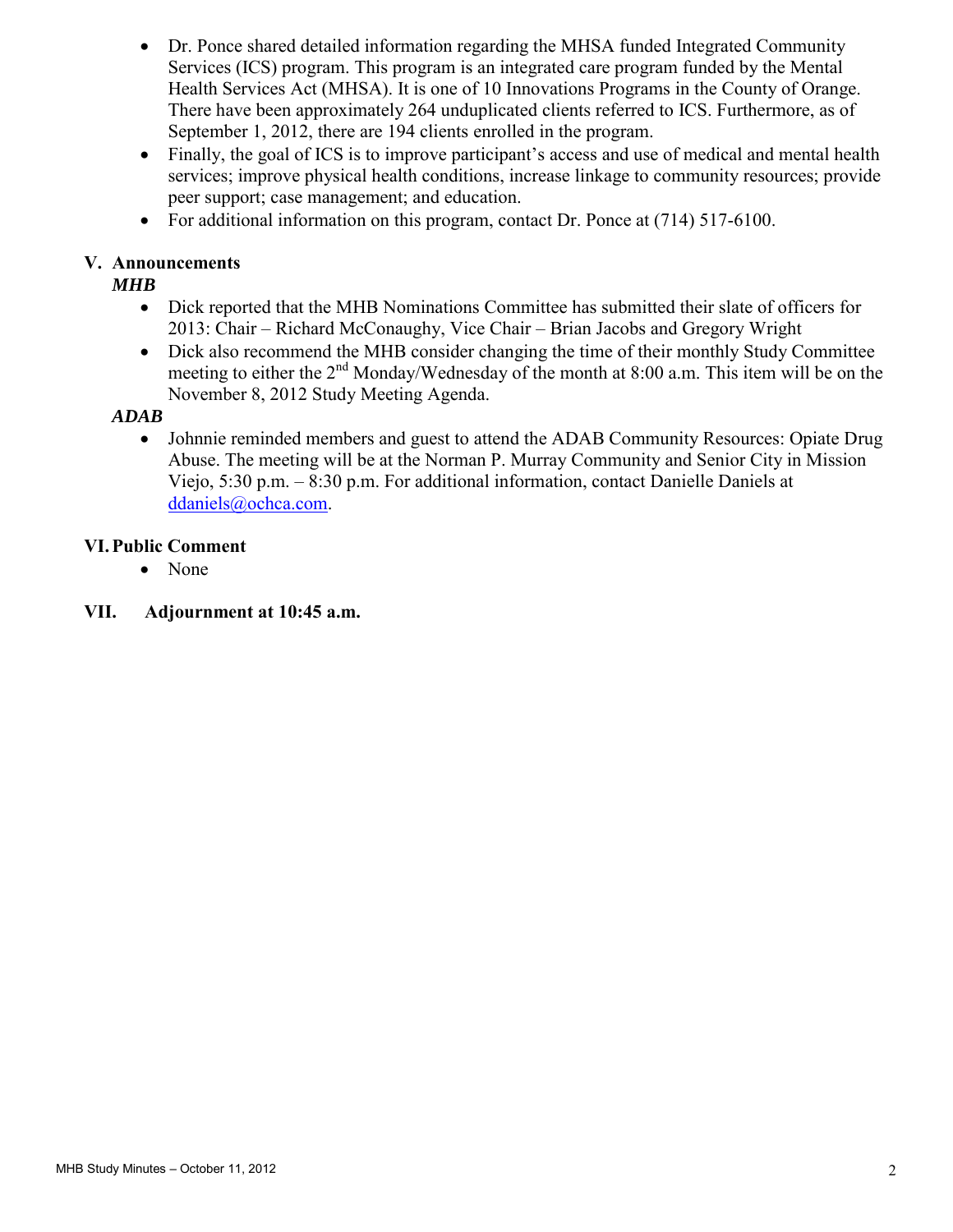- Dr. Ponce shared detailed information regarding the MHSA funded Integrated Community Services (ICS) program. This program is an integrated care program funded by the Mental Health Services Act (MHSA). It is one of 10 Innovations Programs in the County of Orange. There have been approximately 264 unduplicated clients referred to ICS. Furthermore, as of September 1, 2012, there are 194 clients enrolled in the program.
- Finally, the goal of ICS is to improve participant's access and use of medical and mental health services; improve physical health conditions, increase linkage to community resources; provide peer support; case management; and education.
- For additional information on this program, contact Dr. Ponce at (714) 517-6100.

## V. Announcements

***MHB***

- Dick reported that the MHB Nominations Committee has submitted their slate of officers for 2013: Chair – Richard McConaughy, Vice Chair – Brian Jacobs and Gregory Wright
- Dick also recommend the MHB consider changing the time of their monthly Study Committee meeting to either the 2nd Monday/Wednesday of the month at 8:00 a.m. This item will be on the November 8, 2012 Study Meeting Agenda.

***ADAB***

- Johnnie reminded members and guest to attend the ADAB Community Resources: Opiate Drug Abuse. The meeting will be at the Norman P. Murray Community and Senior City in Mission Viejo, 5:30 p.m. – 8:30 p.m. For additional information, contact Danielle Daniels at ddaniels@ochca.com.

## VI. Public Comment

- None

## VII. Adjournment at 10:45 a.m.